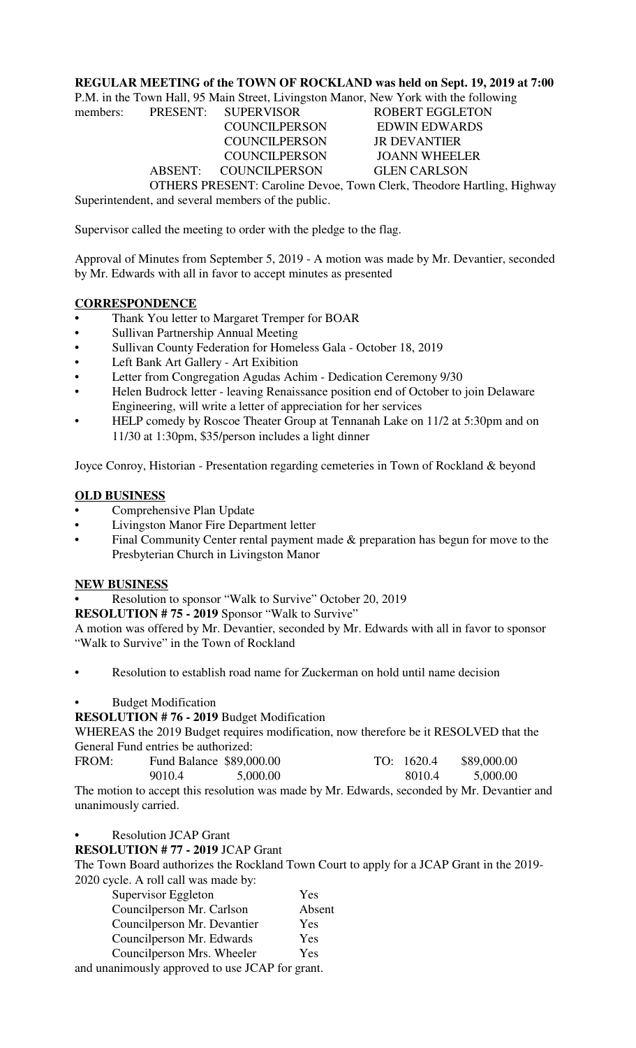**REGULAR MEETING of the TOWN OF ROCKLAND was held on Sept. 19, 2019 at 7:00** P.M. in the Town Hall, 95 Main Street, Livingston Manor, New York with the following members:

| | | | |
|---|---|---|---|
| members: | PRESENT: | SUPERVISOR | ROBERT EGGLETON |
| | | COUNCILPERSON | EDWIN EDWARDS |
| | | COUNCILPERSON | JR DEVANTIER |
| | | COUNCILPERSON | JOANN WHEELER |
| | ABSENT: | COUNCILPERSON | GLEN CARLSON |

OTHERS PRESENT: Caroline Devoe, Town Clerk, Theodore Hartling, Highway Superintendent, and several members of the public.

Supervisor called the meeting to order with the pledge to the flag.

Approval of Minutes from September 5, 2019 - A motion was made by Mr. Devantier, seconded by Mr. Edwards with all in favor to accept minutes as presented

**CORRESPONDENCE**

- Thank You letter to Margaret Tremper for BOAR
- Sullivan Partnership Annual Meeting
- Sullivan County Federation for Homeless Gala - October 18, 2019
- Left Bank Art Gallery - Art Exibition
- Letter from Congregation Agudas Achim - Dedication Ceremony 9/30
- Helen Budrock letter - leaving Renaissance position end of October to join Delaware Engineering, will write a letter of appreciation for her services
- HELP comedy by Roscoe Theater Group at Tennanah Lake on 11/2 at 5:30pm and on 11/30 at 1:30pm, $35/person includes a light dinner

Joyce Conroy, Historian - Presentation regarding cemeteries in Town of Rockland & beyond

**OLD BUSINESS**

- Comprehensive Plan Update
- Livingston Manor Fire Department letter
- Final Community Center rental payment made & preparation has begun for move to the Presbyterian Church in Livingston Manor

**NEW BUSINESS**

- Resolution to sponsor "Walk to Survive" October 20, 2019

**RESOLUTION # 75 - 2019** Sponsor "Walk to Survive"

A motion was offered by Mr. Devantier, seconded by Mr. Edwards with all in favor to sponsor "Walk to Survive" in the Town of Rockland

- Resolution to establish road name for Zuckerman on hold until name decision

- Budget Modification

**RESOLUTION # 76 - 2019** Budget Modification

WHEREAS the 2019 Budget requires modification, now therefore be it RESOLVED that the General Fund entries be authorized:

| | | | | |
|---|---|---|---|---|
| FROM: | Fund Balance | $89,000.00 | TO: 1620.4 | $89,000.00 |
| | 9010.4 | 5,000.00 | 8010.4 | 5,000.00 |

The motion to accept this resolution was made by Mr. Edwards, seconded by Mr. Devantier and unanimously carried.

- Resolution JCAP Grant

**RESOLUTION # 77 - 2019** JCAP Grant

The Town Board authorizes the Rockland Town Court to apply for a JCAP Grant in the 2019-2020 cycle. A roll call was made by:

| | |
|---|---|
| Supervisor Eggleton | Yes |
| Councilperson Mr. Carlson | Absent |
| Councilperson Mr. Devantier | Yes |
| Councilperson Mr. Edwards | Yes |
| Councilperson Mrs. Wheeler | Yes |

and unanimously approved to use JCAP for grant.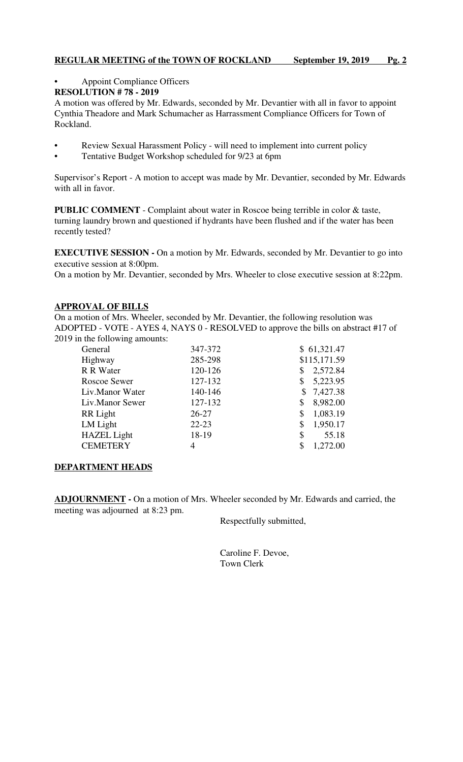- Appoint Compliance Officers

**RESOLUTION # 78 - 2019**

A motion was offered by Mr. Edwards, seconded by Mr. Devantier with all in favor to appoint Cynthia Theadore and Mark Schumacher as Harrassment Compliance Officers for Town of Rockland.

- Review Sexual Harassment Policy - will need to implement into current policy
- Tentative Budget Workshop scheduled for 9/23 at 6pm

Supervisor's Report - A motion to accept was made by Mr. Devantier, seconded by Mr. Edwards with all in favor.

**PUBLIC COMMENT** - Complaint about water in Roscoe being terrible in color & taste, turning laundry brown and questioned if hydrants have been flushed and if the water has been recently tested?

**EXECUTIVE SESSION -** On a motion by Mr. Edwards, seconded by Mr. Devantier to go into executive session at 8:00pm.

On a motion by Mr. Devantier, seconded by Mrs. Wheeler to close executive session at 8:22pm.

**APPROVAL OF BILLS**

On a motion of Mrs. Wheeler, seconded by Mr. Devantier, the following resolution was ADOPTED - VOTE - AYES 4, NAYS 0 - RESOLVED to approve the bills on abstract #17 of 2019 in the following amounts:

| | | |
|---|---|---|
| General | 347-372 | $ 61,321.47 |
| Highway | 285-298 | $115,171.59 |
| R R Water | 120-126 | $ 2,572.84 |
| Roscoe Sewer | 127-132 | $ 5,223.95 |
| Liv.Manor Water | 140-146 | $ 7,427.38 |
| Liv.Manor Sewer | 127-132 | $ 8,982.00 |
| RR Light | 26-27 | $ 1,083.19 |
| LM Light | 22-23 | $ 1,950.17 |
| HAZEL Light | 18-19 | $ 55.18 |
| CEMETERY | 4 | $ 1,272.00 |

**DEPARTMENT HEADS**

**ADJOURNMENT -** On a motion of Mrs. Wheeler seconded by Mr. Edwards and carried, the meeting was adjourned at 8:23 pm.

Respectfully submitted,

Caroline F. Devoe,
Town Clerk